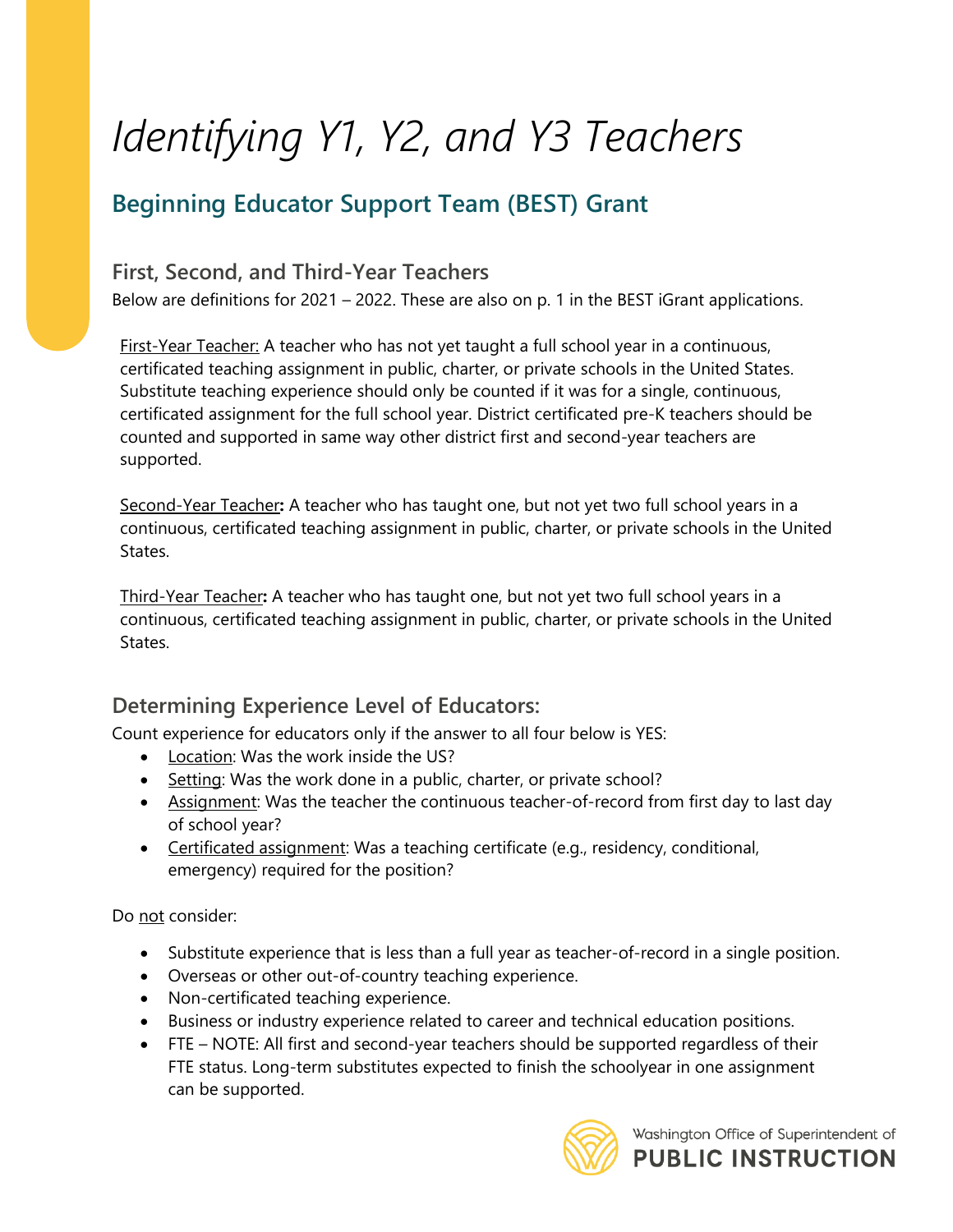# *Identifying Y1, Y2, and Y3 Teachers*

## Beginning Educator Support Team (BEST) Grant

### First, Second, and Third-Year Teachers

Below are definitions for 2021 – 2022. These are also on p. 1 in the BEST iGrant applications.

First-Year Teacher: A teacher who has not yet taught a full school year in a continuous, certificated teaching assignment in public, charter, or private schools in the United States. Substitute teaching experience should only be counted if it was for a single, continuous, certificated assignment for the full school year. District certificated pre-K teachers should be counted and supported in same way other district first and second-year teachers are supported.

Second-Year Teacher**:** A teacher who has taught one, but not yet two full school years in a continuous, certificated teaching assignment in public, charter, or private schools in the United States.

Third-Year Teacher**:** A teacher who has taught one, but not yet two full school years in a continuous, certificated teaching assignment in public, charter, or private schools in the United States.

### Determining Experience Level of Educators:

Count experience for educators only if the answer to all four below is YES:

- Location: Was the work inside the US?
- Setting: Was the work done in a public, charter, or private school?
- Assignment: Was the teacher the continuous teacher-of-record from first day to last day of school year?
- Certificated assignment: Was a teaching certificate (e.g., residency, conditional, emergency) required for the position?

Do not consider:

- Substitute experience that is less than a full year as teacher-of-record in a single position.
- Overseas or other out-of-country teaching experience.
- Non-certificated teaching experience.
- Business or industry experience related to career and technical education positions.
- FTE – NOTE: All first and second-year teachers should be supported regardless of their FTE status. Long-term substitutes expected to finish the schoolyear in one assignment can be supported.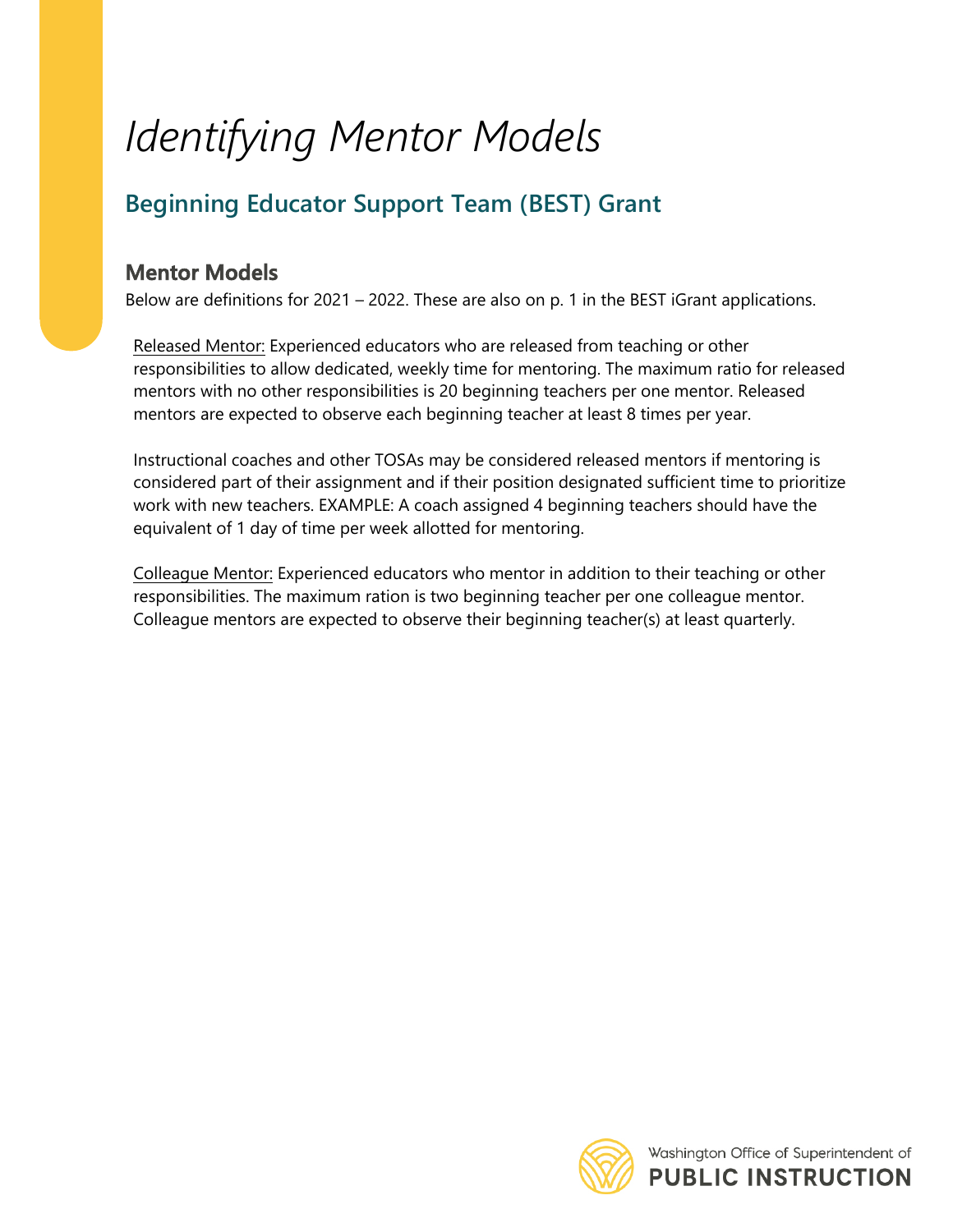# *Identifying Mentor Models*

## Beginning Educator Support Team (BEST) Grant

### Mentor Models

Below are definitions for 2021 – 2022. These are also on p. 1 in the BEST iGrant applications.

Released Mentor: Experienced educators who are released from teaching or other responsibilities to allow dedicated, weekly time for mentoring. The maximum ratio for released mentors with no other responsibilities is 20 beginning teachers per one mentor. Released mentors are expected to observe each beginning teacher at least 8 times per year.

Instructional coaches and other TOSAs may be considered released mentors if mentoring is considered part of their assignment and if their position designated sufficient time to prioritize work with new teachers. EXAMPLE: A coach assigned 4 beginning teachers should have the equivalent of 1 day of time per week allotted for mentoring.

Colleague Mentor: Experienced educators who mentor in addition to their teaching or other responsibilities. The maximum ration is two beginning teacher per one colleague mentor. Colleague mentors are expected to observe their beginning teacher(s) at least quarterly.

Washington Office of Superintendent of
**PUBLIC INSTRUCTION**